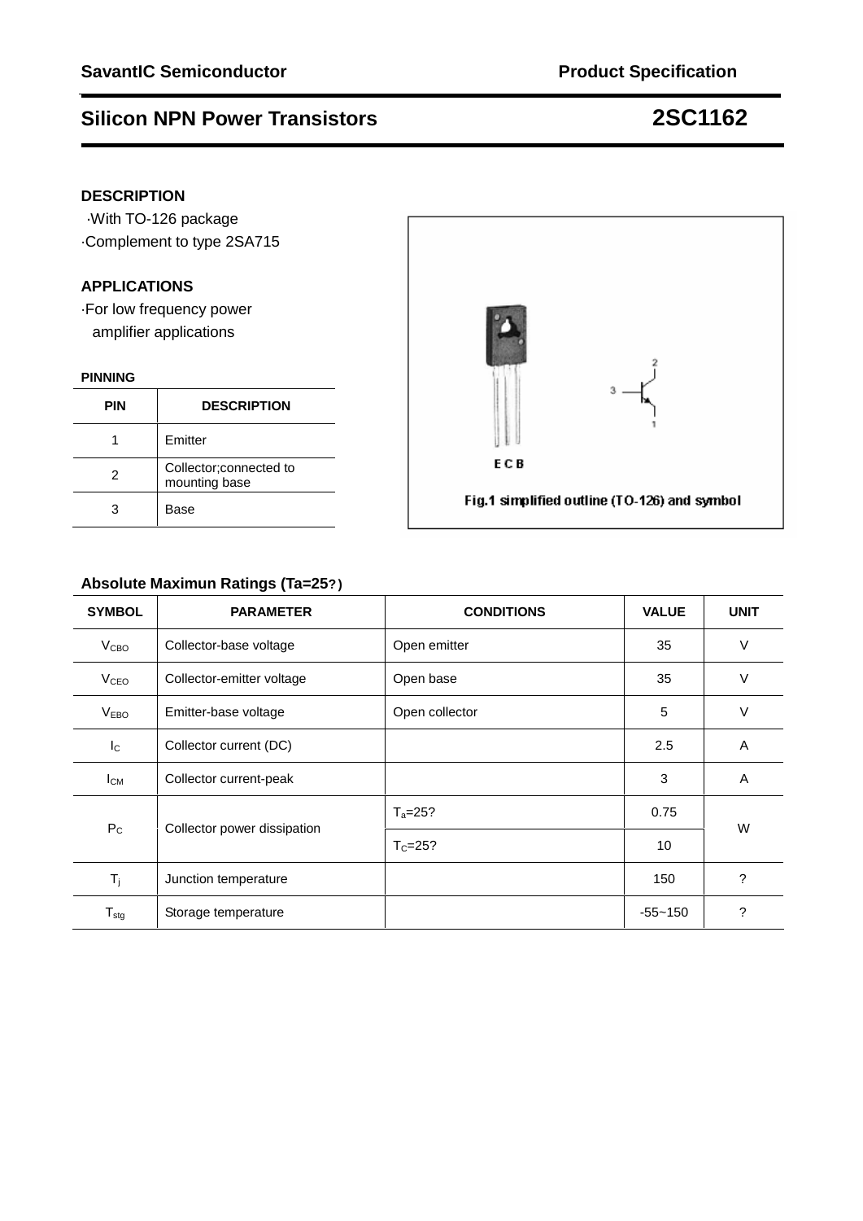**SavantIC Semiconductor** **Product Specification**

# Silicon NPN Power Transistors 2SC1162

## DESCRIPTION

·With TO-126 package
·Complement to type 2SA715

## APPLICATIONS

·For low frequency power amplifier applications

### PINNING

| PIN | DESCRIPTION |
|---|---|
| 1 | Emitter |
| 2 | Collector;connected to mounting base |
| 3 | Base |

Fig.1 simplified outline (TO-126) and symbol

### Absolute Maximun Ratings (Ta=25?)

| SYMBOL | PARAMETER | CONDITIONS | VALUE | UNIT |
|---|---|---|---|---|
| $V_{CBO}$ | Collector-base voltage | Open emitter | 35 | V |
| $V_{CEO}$ | Collector-emitter voltage | Open base | 35 | V |
| $V_{EBO}$ | Emitter-base voltage | Open collector | 5 | V |
| $I_C$ | Collector current (DC) | | 2.5 | A |
| $I_{CM}$ | Collector current-peak | | 3 | A |
| $P_C$ | Collector power dissipation | $T_a$=25? | 0.75 | W |
| | | $T_C$=25? | 10 | |
| $T_j$ | Junction temperature | | 150 | ? |
| $T_{stg}$ | Storage temperature | | -55~150 | ? |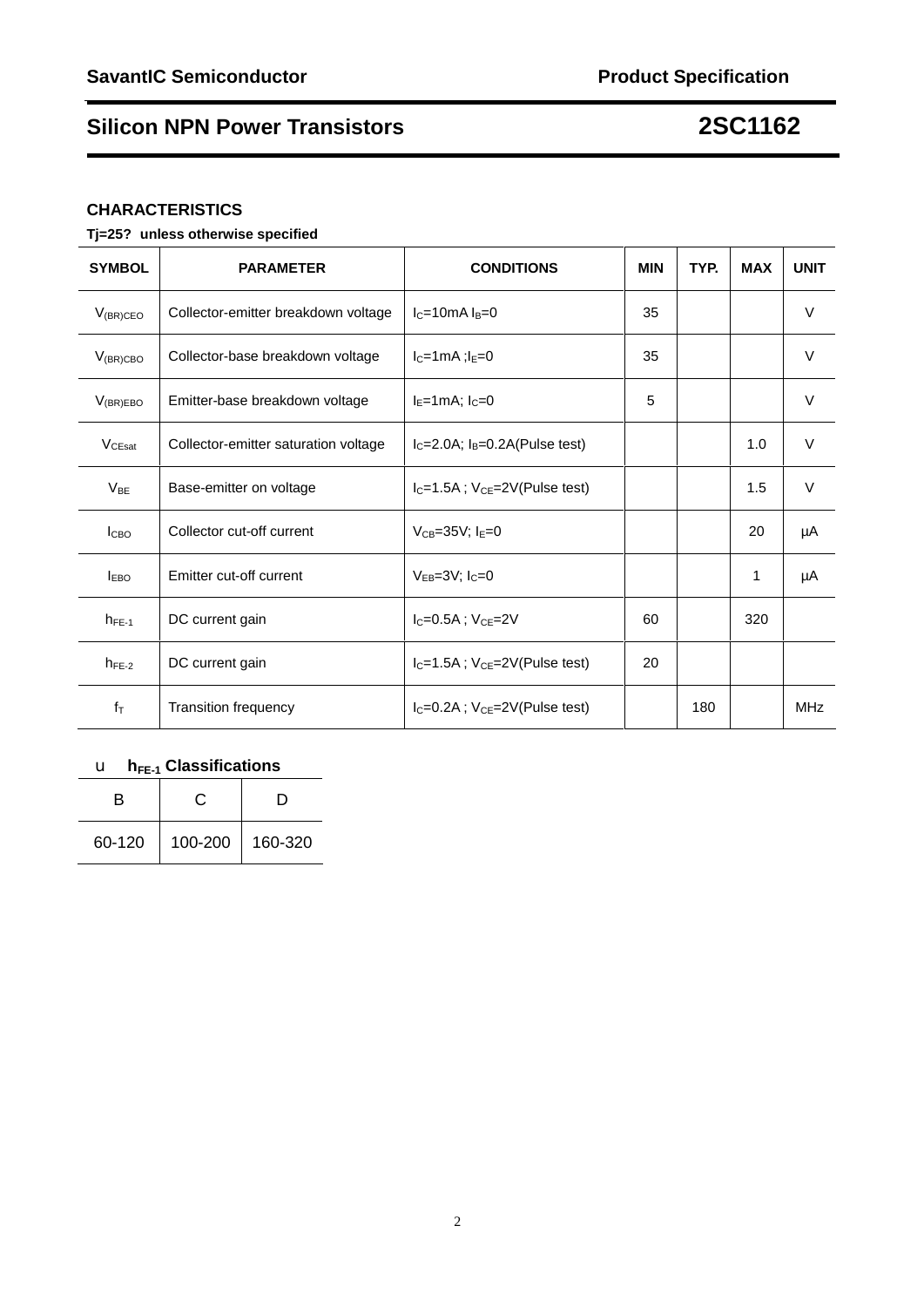## CHARACTERISTICS

**Tj=25?  unless otherwise specified**

| SYMBOL | PARAMETER | CONDITIONS | MIN | TYP. | MAX | UNIT |
|---|---|---|---|---|---|---|
| $V_{(BR)CEO}$ | Collector-emitter breakdown voltage | $I_C$=10mA $I_B$=0 | 35 | | | V |
| $V_{(BR)CBO}$ | Collector-base breakdown voltage | $I_C$=1mA ;$I_E$=0 | 35 | | | V |
| $V_{(BR)EBO}$ | Emitter-base breakdown voltage | $I_E$=1mA; $I_C$=0 | 5 | | | V |
| $V_{CEsat}$ | Collector-emitter saturation voltage | $I_C$=2.0A; $I_B$=0.2A(Pulse test) | | | 1.0 | V |
| $V_{BE}$ | Base-emitter on voltage | $I_C$=1.5A ; $V_{CE}$=2V(Pulse test) | | | 1.5 | V |
| $I_{CBO}$ | Collector cut-off current | $V_{CB}$=35V; $I_E$=0 | | | 20 | μA |
| $I_{EBO}$ | Emitter cut-off current | $V_{EB}$=3V; $I_C$=0 | | | 1 | μA |
| $h_{FE-1}$ | DC current gain | $I_C$=0.5A ; $V_{CE}$=2V | 60 | | 320 | |
| $h_{FE-2}$ | DC current gain | $I_C$=1.5A ; $V_{CE}$=2V(Pulse test) | 20 | | | |
| $f_T$ | Transition frequency | $I_C$=0.2A ; $V_{CE}$=2V(Pulse test) | | 180 | | MHz |

u **$h_{FE-1}$ Classifications**

| B | C | D |
|---|---|---|
| 60-120 | 100-200 | 160-320 |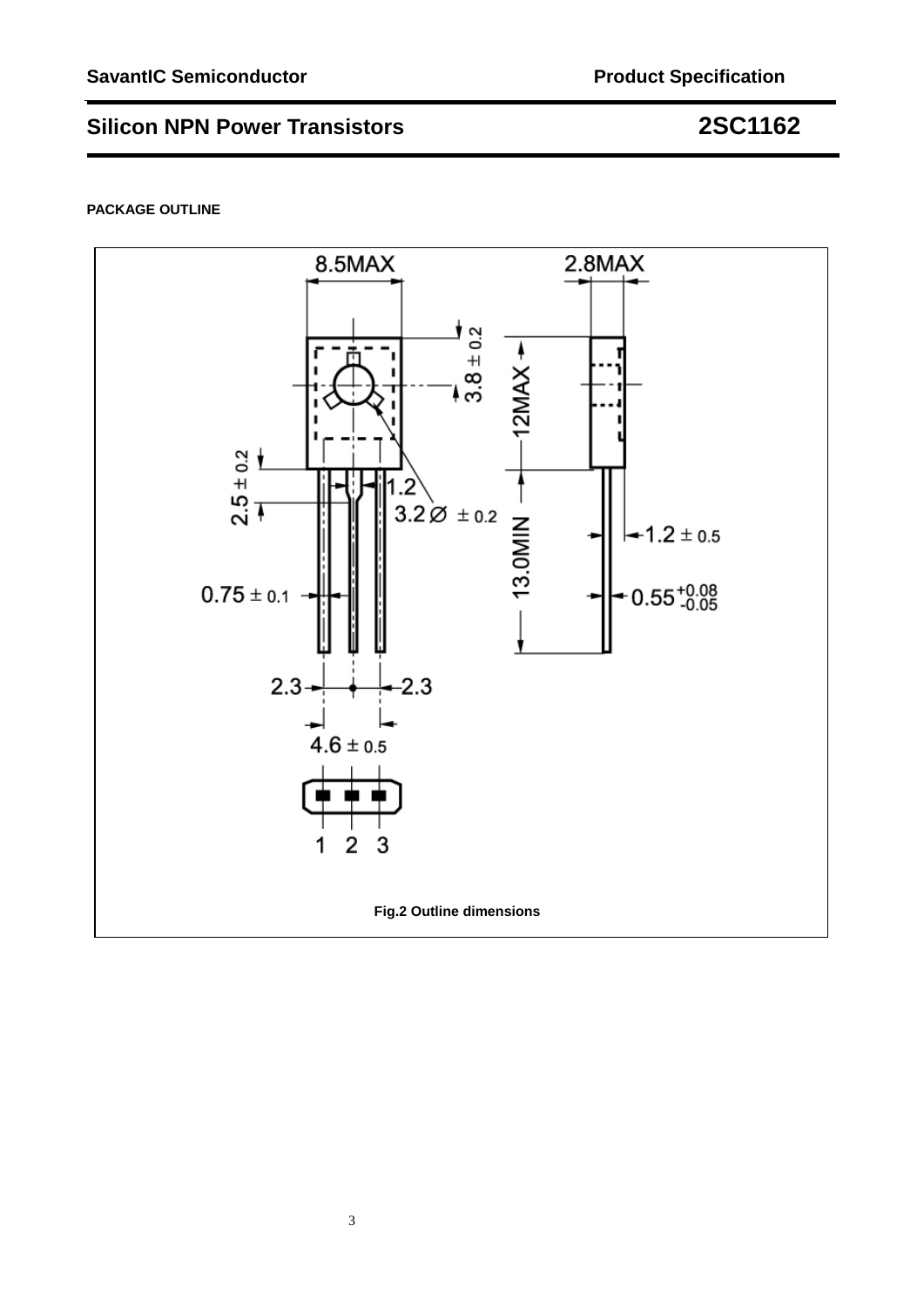**PACKAGE OUTLINE**

Fig.2 Outline dimensions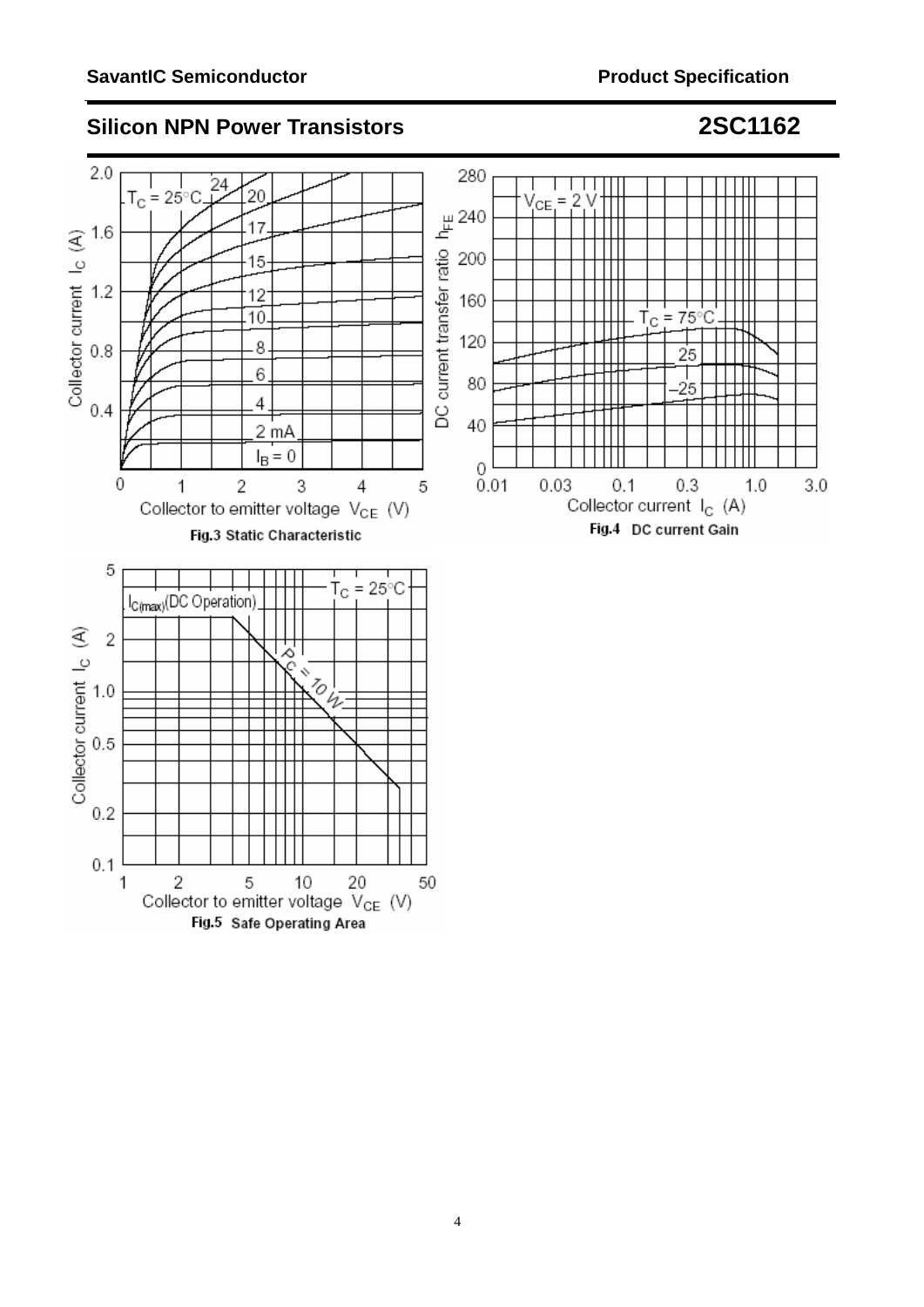## Silicon NPN Power Transistors

## 2SC1162

$T_C = 25°C$

24

20

17

15

12

10

8

6

4

2 mA

$I_B = 0$

Collector current $I_C$ (A)

2.0, 1.6, 1.2, 0.8, 0.4

0, 1, 2, 3, 4, 5

Collector to emitter voltage $V_{CE}$ (V)

Fig.3 Static Characteristic

$V_{CE} = 2$ V

$T_C = 75°C$

25

−25

DC current transfer ratio $h_{FE}$

280, 240, 200, 160, 120, 80, 40, 0

0.01, 0.03, 0.1, 0.3, 1.0, 3.0

Collector current $I_C$ (A)

Fig.4 DC current Gain

$T_C = 25°C$

$I_{C(max)}$(DC Operation)

$P_C = 10$ W

Collector current $I_C$ (A)

5, 2, 1.0, 0.5, 0.2, 0.1

1, 2, 5, 10, 20, 50

Collector to emitter voltage $V_{CE}$ (V)

Fig.5 Safe Operating Area